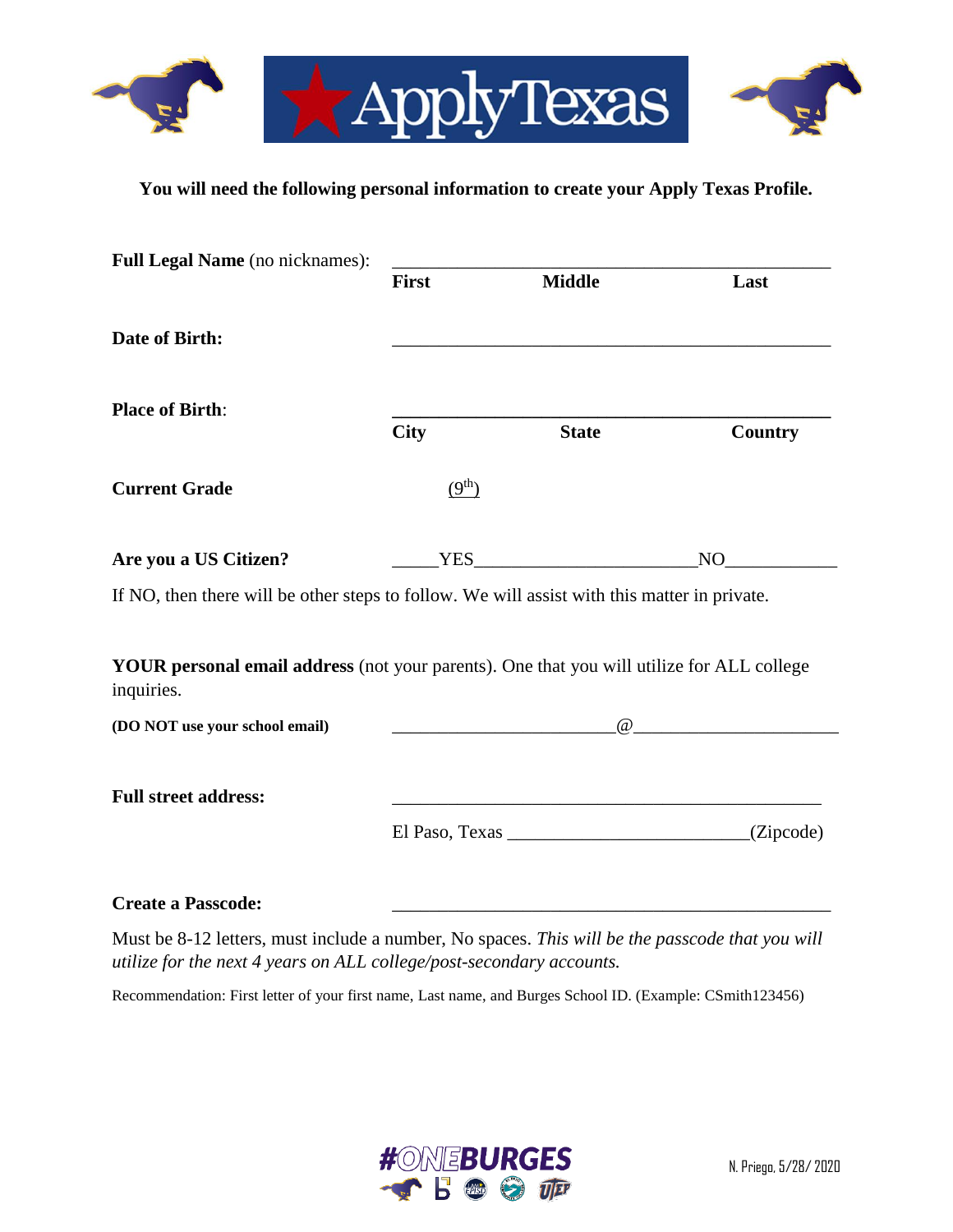ApplyTexas

**You will need the following personal information to create your Apply Texas Profile.**

**Full Legal Name** (no nicknames): ______________________________________________

**First** **Middle** **Last**

**Date of Birth:** ______________________________________________

**Place of Birth**: ______________________________________________

**City** **State** **Country**

**Current Grade** (9th)

**Are you a US Citizen?** _____YES________________________NO____________

If NO, then there will be other steps to follow. We will assist with this matter in private.

**YOUR personal email address** (not your parents). One that you will utilize for ALL college inquiries.

**(DO NOT use your school email)** ________________________@______________________

**Full street address:** ______________________________________________

El Paso, Texas _________________________(Zipcode)

**Create a Passcode:** ______________________________________________

Must be 8-12 letters, must include a number, No spaces. *This will be the passcode that you will utilize for the next 4 years on ALL college/post-secondary accounts.*

Recommendation: First letter of your first name, Last name, and Burges School ID. (Example: CSmith123456)

#ONEBURGES

N. Priego, 5/28/ 2020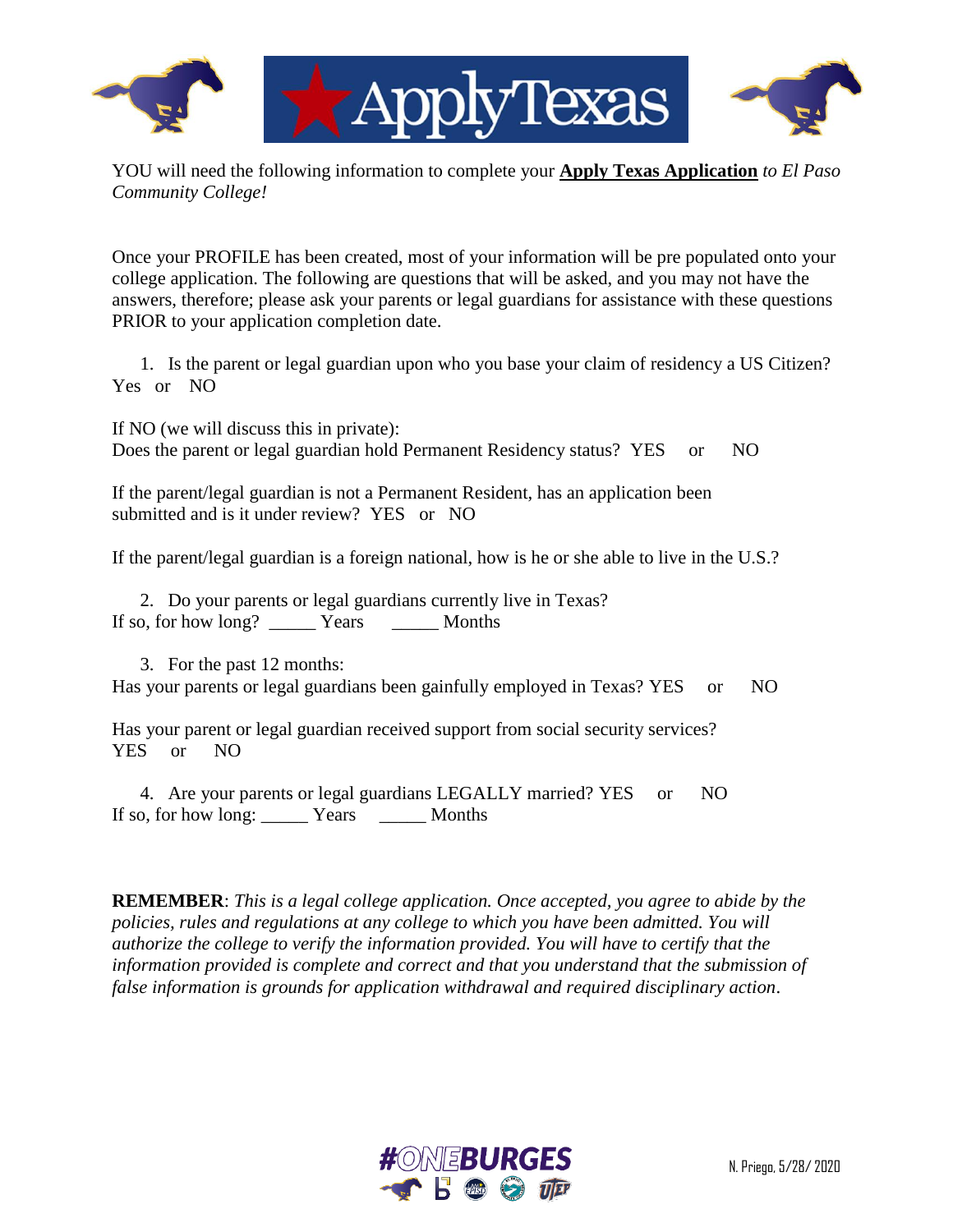YOU will need the following information to complete your **Apply Texas Application** *to El Paso Community College!*

Once your PROFILE has been created, most of your information will be pre populated onto your college application. The following are questions that will be asked, and you may not have the answers, therefore; please ask your parents or legal guardians for assistance with these questions PRIOR to your application completion date.

1. Is the parent or legal guardian upon who you base your claim of residency a US Citizen?

Yes or NO

If NO (we will discuss this in private):
Does the parent or legal guardian hold Permanent Residency status? YES or NO

If the parent/legal guardian is not a Permanent Resident, has an application been submitted and is it under review? YES or NO

If the parent/legal guardian is a foreign national, how is he or she able to live in the U.S.?

2. Do your parents or legal guardians currently live in Texas?

If so, for how long? _____ Years _____ Months

3. For the past 12 months:

Has your parents or legal guardians been gainfully employed in Texas? YES or NO

Has your parent or legal guardian received support from social security services?
YES or NO

4. Are your parents or legal guardians LEGALLY married? YES or NO

If so, for how long: _____ Years _____ Months

**REMEMBER**: *This is a legal college application. Once accepted, you agree to abide by the policies, rules and regulations at any college to which you have been admitted. You will authorize the college to verify the information provided. You will have to certify that the information provided is complete and correct and that you understand that the submission of false information is grounds for application withdrawal and required disciplinary action*.

#ONEBURGES

N. Priego, 5/28/ 2020